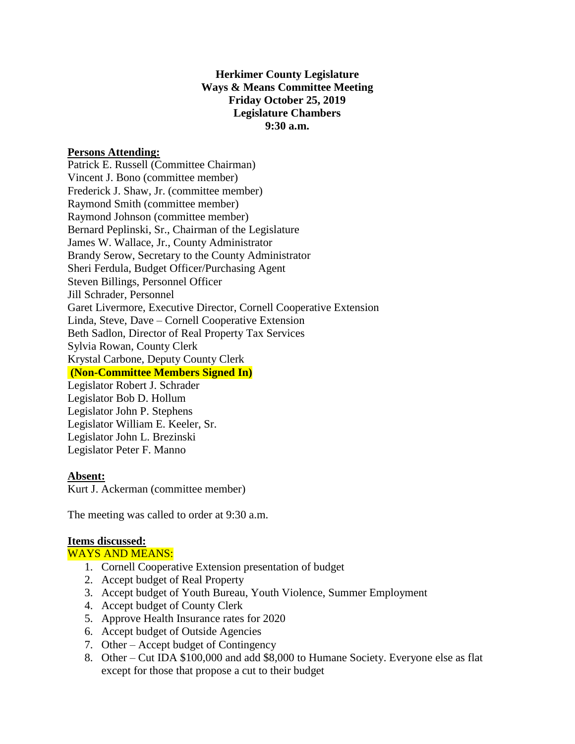**Herkimer County Legislature**
**Ways & Means Committee Meeting**
**Friday October 25, 2019**
**Legislature Chambers**
**9:30 a.m.**

**Persons Attending:**

Patrick E. Russell (Committee Chairman)
Vincent J. Bono (committee member)
Frederick J. Shaw, Jr. (committee member)
Raymond Smith (committee member)
Raymond Johnson (committee member)
Bernard Peplinski, Sr., Chairman of the Legislature
James W. Wallace, Jr., County Administrator
Brandy Serow, Secretary to the County Administrator
Sheri Ferdula, Budget Officer/Purchasing Agent
Steven Billings, Personnel Officer
Jill Schrader, Personnel
Garet Livermore, Executive Director, Cornell Cooperative Extension
Linda, Steve, Dave – Cornell Cooperative Extension
Beth Sadlon, Director of Real Property Tax Services
Sylvia Rowan, County Clerk
Krystal Carbone, Deputy County Clerk

**(Non-Committee Members Signed In)**

Legislator Robert J. Schrader
Legislator Bob D. Hollum
Legislator John P. Stephens
Legislator William E. Keeler, Sr.
Legislator John L. Brezinski
Legislator Peter F. Manno

**Absent:**

Kurt J. Ackerman (committee member)

The meeting was called to order at 9:30 a.m.

**Items discussed:**

WAYS AND MEANS:

1. Cornell Cooperative Extension presentation of budget
2. Accept budget of Real Property
3. Accept budget of Youth Bureau, Youth Violence, Summer Employment
4. Accept budget of County Clerk
5. Approve Health Insurance rates for 2020
6. Accept budget of Outside Agencies
7. Other – Accept budget of Contingency
8. Other – Cut IDA $100,000 and add $8,000 to Humane Society. Everyone else as flat except for those that propose a cut to their budget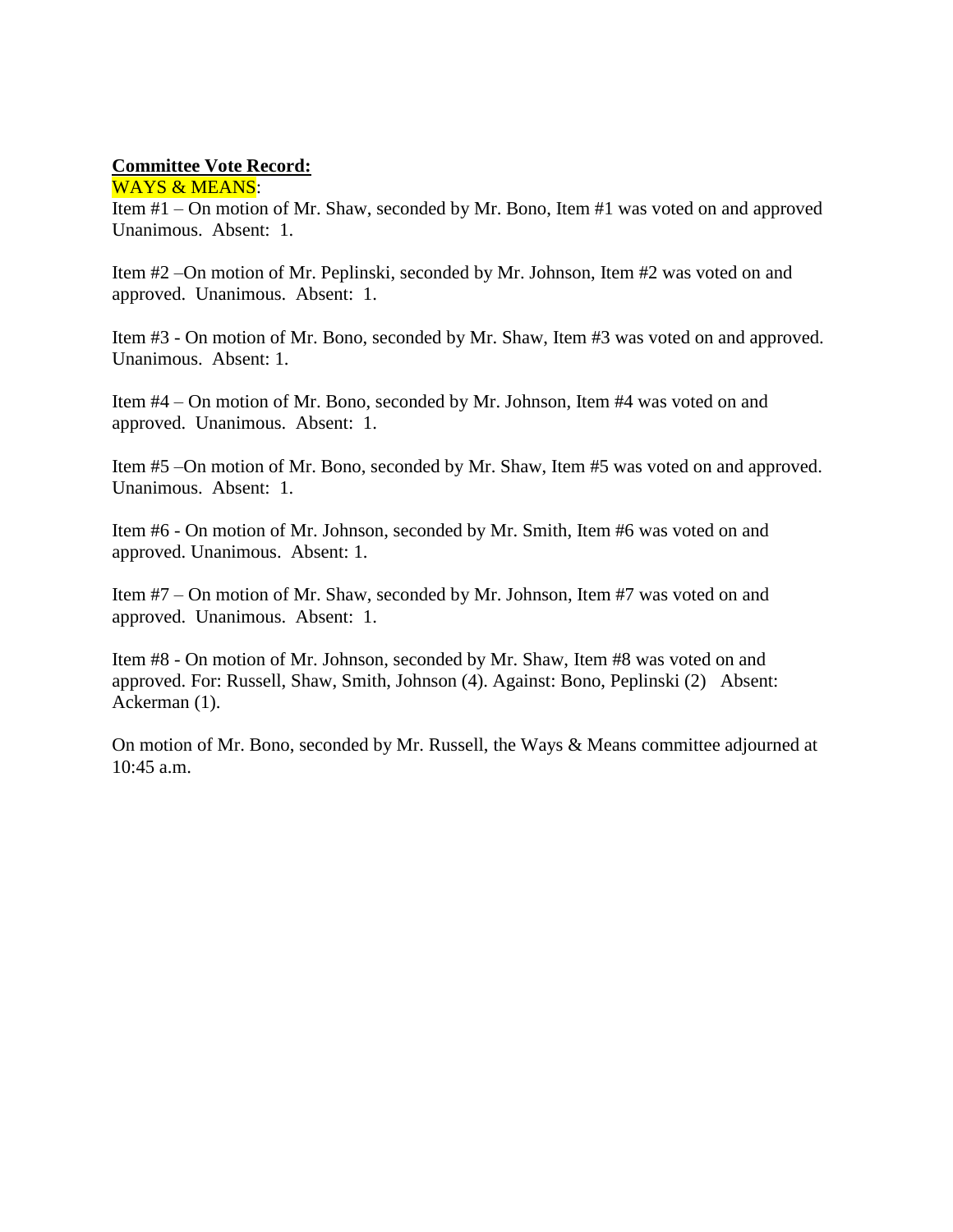**Committee Vote Record:**

WAYS & MEANS:

Item #1 – On motion of Mr. Shaw, seconded by Mr. Bono, Item #1 was voted on and approved Unanimous. Absent: 1.

Item #2 –On motion of Mr. Peplinski, seconded by Mr. Johnson, Item #2 was voted on and approved. Unanimous. Absent: 1.

Item #3 - On motion of Mr. Bono, seconded by Mr. Shaw, Item #3 was voted on and approved. Unanimous. Absent: 1.

Item #4 – On motion of Mr. Bono, seconded by Mr. Johnson, Item #4 was voted on and approved. Unanimous. Absent: 1.

Item #5 –On motion of Mr. Bono, seconded by Mr. Shaw, Item #5 was voted on and approved. Unanimous. Absent: 1.

Item #6 - On motion of Mr. Johnson, seconded by Mr. Smith, Item #6 was voted on and approved. Unanimous. Absent: 1.

Item #7 – On motion of Mr. Shaw, seconded by Mr. Johnson, Item #7 was voted on and approved. Unanimous. Absent: 1.

Item #8 - On motion of Mr. Johnson, seconded by Mr. Shaw, Item #8 was voted on and approved. For: Russell, Shaw, Smith, Johnson (4). Against: Bono, Peplinski (2) Absent: Ackerman (1).

On motion of Mr. Bono, seconded by Mr. Russell, the Ways & Means committee adjourned at 10:45 a.m.